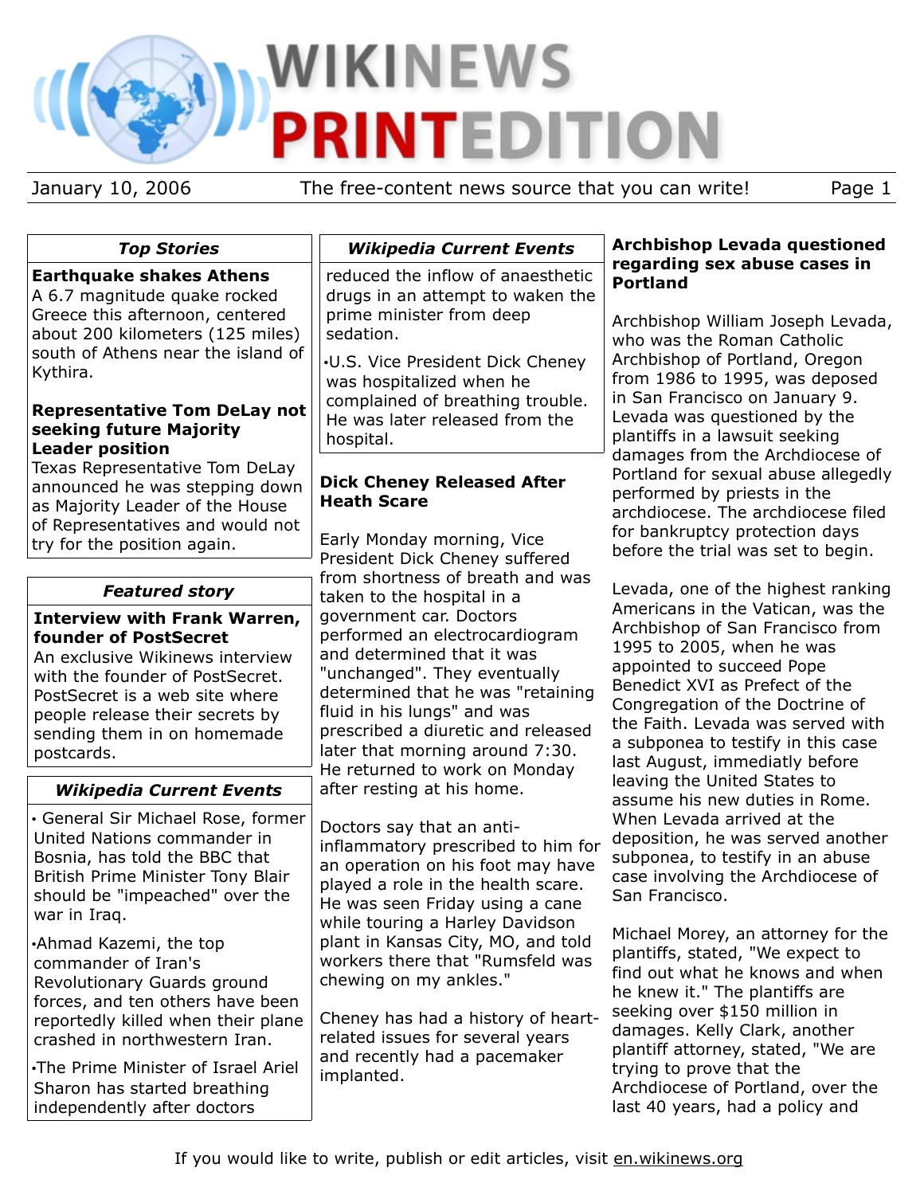# WIKINEWS PRINTEDITION

January 10, 2006 — The free-content news source that you can write!

## Top Stories

**Earthquake shakes Athens**
A 6.7 magnitude quake rocked Greece this afternoon, centered about 200 kilometers (125 miles) south of Athens near the island of Kythira.

**Representative Tom DeLay not seeking future Majority Leader position**
Texas Representative Tom DeLay announced he was stepping down as Majority Leader of the House of Representatives and would not try for the position again.

## Featured story

**Interview with Frank Warren, founder of PostSecret**
An exclusive Wikinews interview with the founder of PostSecret. PostSecret is a web site where people release their secrets by sending them in on homemade postcards.

## Wikipedia Current Events

- General Sir Michael Rose, former United Nations commander in Bosnia, has told the BBC that British Prime Minister Tony Blair should be "impeached" over the war in Iraq.
- Ahmad Kazemi, the top commander of Iran's Revolutionary Guards ground forces, and ten others have been reportedly killed when their plane crashed in northwestern Iran.
- The Prime Minister of Israel Ariel Sharon has started breathing independently after doctors reduced the inflow of anaesthetic drugs in an attempt to waken the prime minister from deep sedation.
- U.S. Vice President Dick Cheney was hospitalized when he complained of breathing trouble. He was later released from the hospital.

## Dick Cheney Released After Heath Scare

Early Monday morning, Vice President Dick Cheney suffered from shortness of breath and was taken to the hospital in a government car. Doctors performed an electrocardiogram and determined that it was "unchanged". They eventually determined that he was "retaining fluid in his lungs" and was prescribed a diuretic and released later that morning around 7:30. He returned to work on Monday after resting at his home.

Doctors say that an anti-inflammatory prescribed to him for an operation on his foot may have played a role in the health scare. He was seen Friday using a cane while touring a Harley Davidson plant in Kansas City, MO, and told workers there that "Rumsfeld was chewing on my ankles."

Cheney has had a history of heart-related issues for several years and recently had a pacemaker implanted.

## Archbishop Levada questioned regarding sex abuse cases in Portland

Archbishop William Joseph Levada, who was the Roman Catholic Archbishop of Portland, Oregon from 1986 to 1995, was deposed in San Francisco on January 9. Levada was questioned by the plantiffs in a lawsuit seeking damages from the Archdiocese of Portland for sexual abuse allegedly performed by priests in the archdiocese. The archdiocese filed for bankruptcy protection days before the trial was set to begin.

Levada, one of the highest ranking Americans in the Vatican, was the Archbishop of San Francisco from 1995 to 2005, when he was appointed to succeed Pope Benedict XVI as Prefect of the Congregation of the Doctrine of the Faith. Levada was served with a subponea to testify in this case last August, immediatly before leaving the United States to assume his new duties in Rome. When Levada arrived at the deposition, he was served another subponea, to testify in an abuse case involving the Archdiocese of San Francisco.

Michael Morey, an attorney for the plantiffs, stated, "We expect to find out what he knows and when he knew it." The plantiffs are seeking over $150 million in damages. Kelly Clark, another plantiff attorney, stated, "We are trying to prove that the Archdiocese of Portland, over the last 40 years, had a policy and

If you would like to write, publish or edit articles, visit en.wikinews.org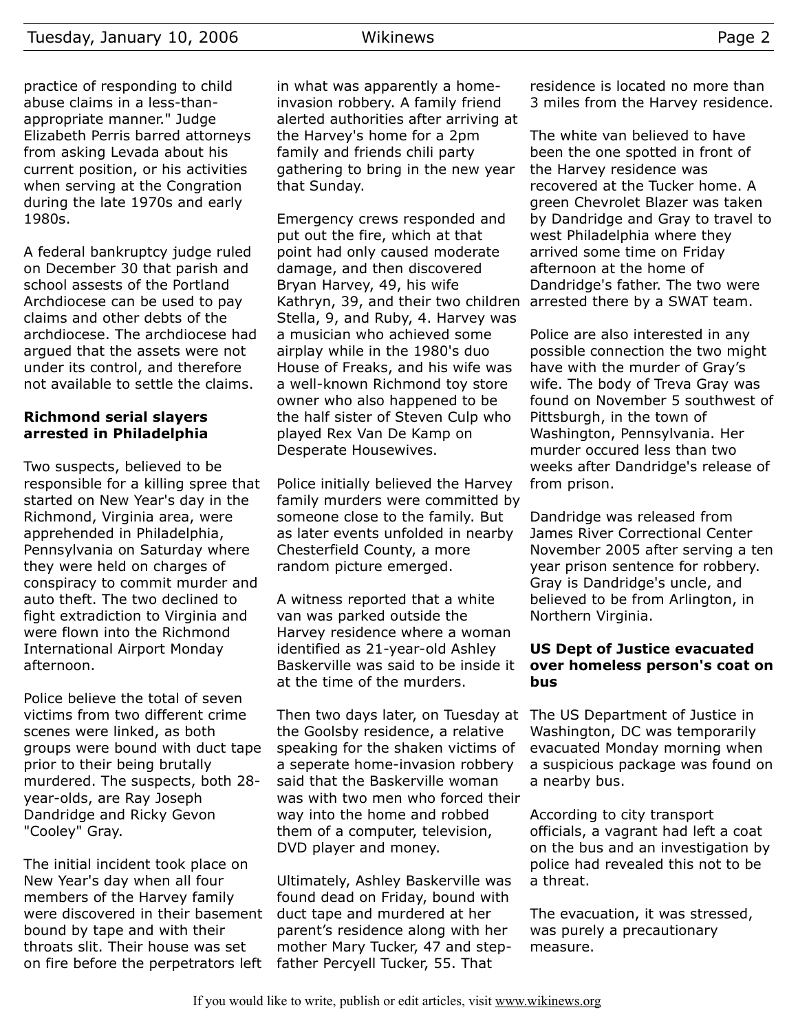practice of responding to child abuse claims in a less-than-appropriate manner." Judge Elizabeth Perris barred attorneys from asking Levada about his current position, or his activities when serving at the Congration during the late 1970s and early 1980s.

A federal bankruptcy judge ruled on December 30 that parish and school assests of the Portland Archdiocese can be used to pay claims and other debts of the archdiocese. The archdiocese had argued that the assets were not under its control, and therefore not available to settle the claims.

### Richmond serial slayers arrested in Philadelphia

Two suspects, believed to be responsible for a killing spree that started on New Year's day in the Richmond, Virginia area, were apprehended in Philadelphia, Pennsylvania on Saturday where they were held on charges of conspiracy to commit murder and auto theft. The two declined to fight extradiction to Virginia and were flown into the Richmond International Airport Monday afternoon.

Police believe the total of seven victims from two different crime scenes were linked, as both groups were bound with duct tape prior to their being brutally murdered. The suspects, both 28-year-olds, are Ray Joseph Dandridge and Ricky Gevon "Cooley" Gray.

The initial incident took place on New Year's day when all four members of the Harvey family were discovered in their basement bound by tape and with their throats slit. Their house was set on fire before the perpetrators left in what was apparently a home-invasion robbery. A family friend alerted authorities after arriving at the Harvey's home for a 2pm family and friends chili party gathering to bring in the new year that Sunday.

Emergency crews responded and put out the fire, which at that point had only caused moderate damage, and then discovered Bryan Harvey, 49, his wife Kathryn, 39, and their two children Stella, 9, and Ruby, 4. Harvey was a musician who achieved some airplay while in the 1980's duo House of Freaks, and his wife was a well-known Richmond toy store owner who also happened to be the half sister of Steven Culp who played Rex Van De Kamp on Desperate Housewives.

Police initially believed the Harvey family murders were committed by someone close to the family. But as later events unfolded in nearby Chesterfield County, a more random picture emerged.

A witness reported that a white van was parked outside the Harvey residence where a woman identified as 21-year-old Ashley Baskerville was said to be inside it at the time of the murders.

Then two days later, on Tuesday at the Goolsby residence, a relative speaking for the shaken victims of a seperate home-invasion robbery said that the Baskerville woman was with two men who forced their way into the home and robbed them of a computer, television, DVD player and money.

Ultimately, Ashley Baskerville was found dead on Friday, bound with duct tape and murdered at her parent's residence along with her mother Mary Tucker, 47 and step-father Percyell Tucker, 55. That residence is located no more than 3 miles from the Harvey residence.

The white van believed to have been the one spotted in front of the Harvey residence was recovered at the Tucker home. A green Chevrolet Blazer was taken by Dandridge and Gray to travel to west Philadelphia where they arrived some time on Friday afternoon at the home of Dandridge's father. The two were arrested there by a SWAT team.

Police are also interested in any possible connection the two might have with the murder of Gray's wife. The body of Treva Gray was found on November 5 southwest of Pittsburgh, in the town of Washington, Pennsylvania. Her murder occured less than two weeks after Dandridge's release of from prison.

Dandridge was released from James River Correctional Center November 2005 after serving a ten year prison sentence for robbery. Gray is Dandridge's uncle, and believed to be from Arlington, in Northern Virginia.

### US Dept of Justice evacuated over homeless person's coat on bus

The US Department of Justice in Washington, DC was temporarily evacuated Monday morning when a suspicious package was found on a nearby bus.

According to city transport officials, a vagrant had left a coat on the bus and an investigation by police had revealed this not to be a threat.

The evacuation, it was stressed, was purely a precautionary measure.

If you would like to write, publish or edit articles, visit www.wikinews.org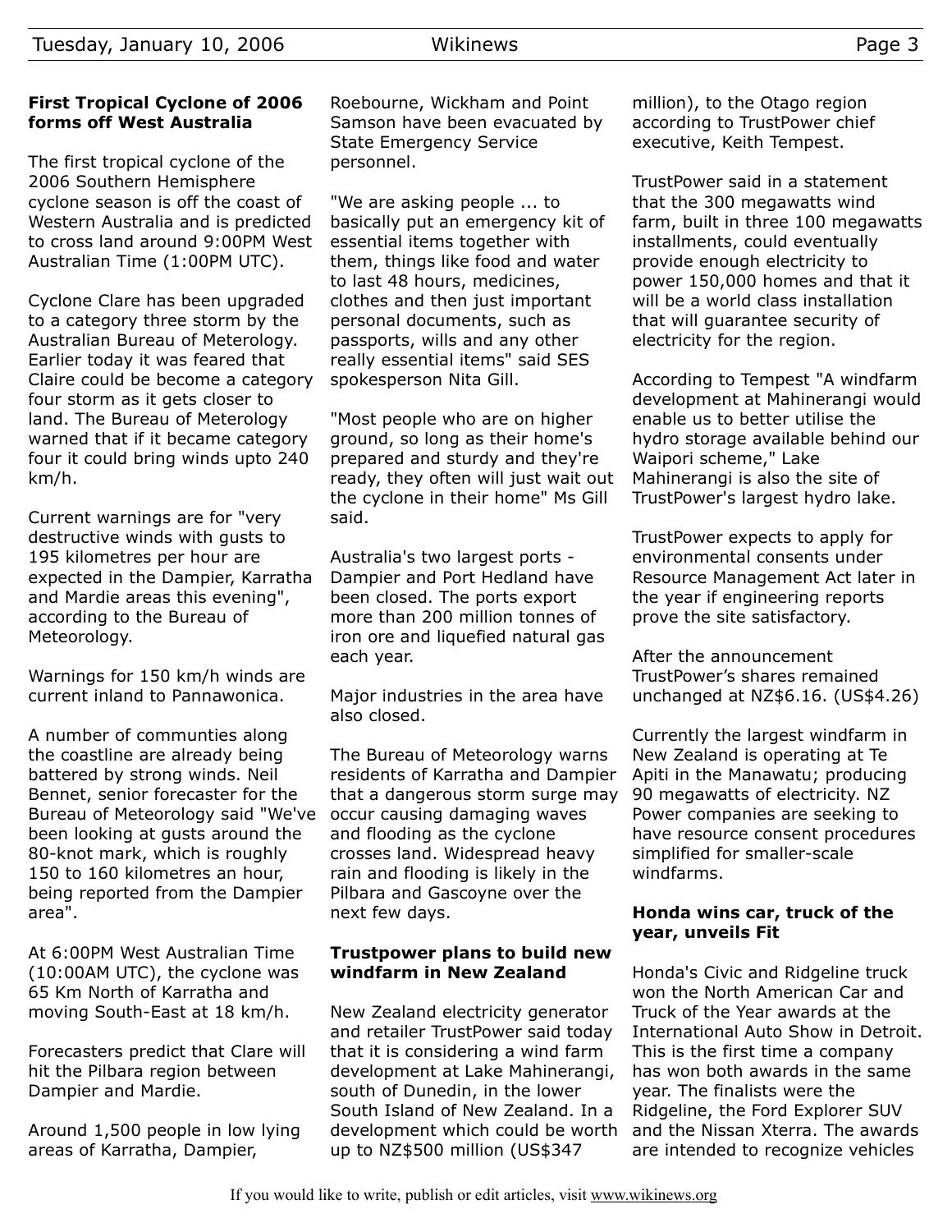## First Tropical Cyclone of 2006 forms off West Australia

The first tropical cyclone of the 2006 Southern Hemisphere cyclone season is off the coast of Western Australia and is predicted to cross land around 9:00PM West Australian Time (1:00PM UTC).

Cyclone Clare has been upgraded to a category three storm by the Australian Bureau of Meterology. Earlier today it was feared that Claire could be become a category four storm as it gets closer to land. The Bureau of Meterology warned that if it became category four it could bring winds upto 240 km/h.

Current warnings are for "very destructive winds with gusts to 195 kilometres per hour are expected in the Dampier, Karratha and Mardie areas this evening", according to the Bureau of Meteorology.

Warnings for 150 km/h winds are current inland to Pannawonica.

A number of communties along the coastline are already being battered by strong winds. Neil Bennet, senior forecaster for the Bureau of Meteorology said "We've been looking at gusts around the 80-knot mark, which is roughly 150 to 160 kilometres an hour, being reported from the Dampier area".

At 6:00PM West Australian Time (10:00AM UTC), the cyclone was 65 Km North of Karratha and moving South-East at 18 km/h.

Forecasters predict that Clare will hit the Pilbara region between Dampier and Mardie.

Around 1,500 people in low lying areas of Karratha, Dampier, Roebourne, Wickham and Point Samson have been evacuated by State Emergency Service personnel.

"We are asking people ... to basically put an emergency kit of essential items together with them, things like food and water to last 48 hours, medicines, clothes and then just important personal documents, such as passports, wills and any other really essential items" said SES spokesperson Nita Gill.

"Most people who are on higher ground, so long as their home's prepared and sturdy and they're ready, they often will just wait out the cyclone in their home" Ms Gill said.

Australia's two largest ports - Dampier and Port Hedland have been closed. The ports export more than 200 million tonnes of iron ore and liquefied natural gas each year.

Major industries in the area have also closed.

The Bureau of Meteorology warns residents of Karratha and Dampier that a dangerous storm surge may occur causing damaging waves and flooding as the cyclone crosses land. Widespread heavy rain and flooding is likely in the Pilbara and Gascoyne over the next few days.

## Trustpower plans to build new windfarm in New Zealand

New Zealand electricity generator and retailer TrustPower said today that it is considering a wind farm development at Lake Mahinerangi, south of Dunedin, in the lower South Island of New Zealand. In a development which could be worth up to NZ$500 million (US$347 million), to the Otago region according to TrustPower chief executive, Keith Tempest.

TrustPower said in a statement that the 300 megawatts wind farm, built in three 100 megawatts installments, could eventually provide enough electricity to power 150,000 homes and that it will be a world class installation that will guarantee security of electricity for the region.

According to Tempest "A windfarm development at Mahinerangi would enable us to better utilise the hydro storage available behind our Waipori scheme," Lake Mahinerangi is also the site of TrustPower's largest hydro lake.

TrustPower expects to apply for environmental consents under Resource Management Act later in the year if engineering reports prove the site satisfactory.

After the announcement TrustPower's shares remained unchanged at NZ$6.16. (US$4.26)

Currently the largest windfarm in New Zealand is operating at Te Apiti in the Manawatu; producing 90 megawatts of electricity. NZ Power companies are seeking to have resource consent procedures simplified for smaller-scale windfarms.

## Honda wins car, truck of the year, unveils Fit

Honda's Civic and Ridgeline truck won the North American Car and Truck of the Year awards at the International Auto Show in Detroit. This is the first time a company has won both awards in the same year. The finalists were the Ridgeline, the Ford Explorer SUV and the Nissan Xterra. The awards are intended to recognize vehicles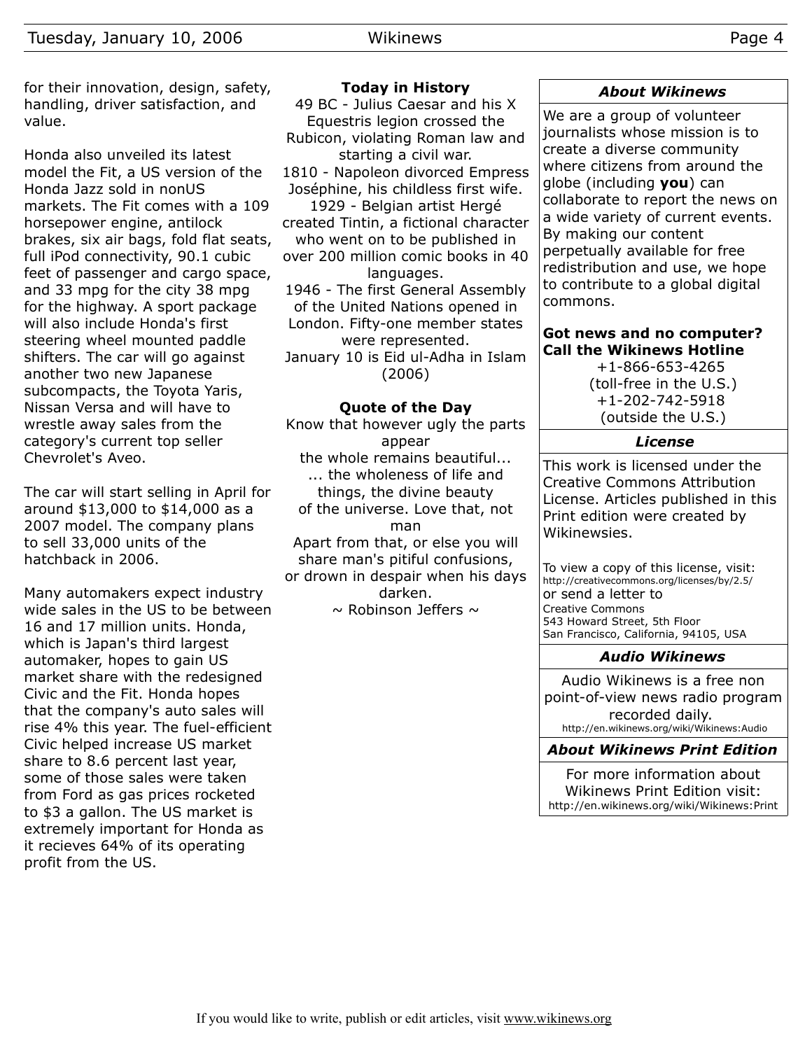for their innovation, design, safety, handling, driver satisfaction, and value.

Honda also unveiled its latest model the Fit, a US version of the Honda Jazz sold in nonUS markets. The Fit comes with a 109 horsepower engine, antilock brakes, six air bags, fold flat seats, full iPod connectivity, 90.1 cubic feet of passenger and cargo space, and 33 mpg for the city 38 mpg for the highway. A sport package will also include Honda's first steering wheel mounted paddle shifters. The car will go against another two new Japanese subcompacts, the Toyota Yaris, Nissan Versa and will have to wrestle away sales from the category's current top seller Chevrolet's Aveo.

The car will start selling in April for around $13,000 to $14,000 as a 2007 model. The company plans to sell 33,000 units of the hatchback in 2006.

Many automakers expect industry wide sales in the US to be between 16 and 17 million units. Honda, which is Japan's third largest automaker, hopes to gain US market share with the redesigned Civic and the Fit. Honda hopes that the company's auto sales will rise 4% this year. The fuel-efficient Civic helped increase US market share to 8.6 percent last year, some of those sales were taken from Ford as gas prices rocketed to $3 a gallon. The US market is extremely important for Honda as it recieves 64% of its operating profit from the US.

**Today in History**

49 BC - Julius Caesar and his X Equestris legion crossed the Rubicon, violating Roman law and starting a civil war.
1810 - Napoleon divorced Empress Joséphine, his childless first wife.
1929 - Belgian artist Hergé created Tintin, a fictional character who went on to be published in over 200 million comic books in 40 languages.
1946 - The first General Assembly of the United Nations opened in London. Fifty-one member states were represented.
January 10 is Eid ul-Adha in Islam (2006)

**Quote of the Day**

Know that however ugly the parts appear
the whole remains beautiful...
... the wholeness of life and things, the divine beauty
of the universe. Love that, not man
Apart from that, or else you will share man's pitiful confusions,
or drown in despair when his days darken.
~ Robinson Jeffers ~

***About Wikinews***

We are a group of volunteer journalists whose mission is to create a diverse community where citizens from around the globe (including **you**) can collaborate to report the news on a wide variety of current events. By making our content perpetually available for free redistribution and use, we hope to contribute to a global digital commons.

**Got news and no computer? Call the Wikinews Hotline**
+1-866-653-4265
(toll-free in the U.S.)
+1-202-742-5918
(outside the U.S.)

***License***

This work is licensed under the Creative Commons Attribution License. Articles published in this Print edition were created by Wikinewsies.

To view a copy of this license, visit: http://creativecommons.org/licenses/by/2.5/
or send a letter to
Creative Commons
543 Howard Street, 5th Floor
San Francisco, California, 94105, USA

***Audio Wikinews***

Audio Wikinews is a free non point-of-view news radio program recorded daily.
http://en.wikinews.org/wiki/Wikinews:Audio

***About Wikinews Print Edition***

For more information about Wikinews Print Edition visit:
http://en.wikinews.org/wiki/Wikinews:Print

If you would like to write, publish or edit articles, visit www.wikinews.org